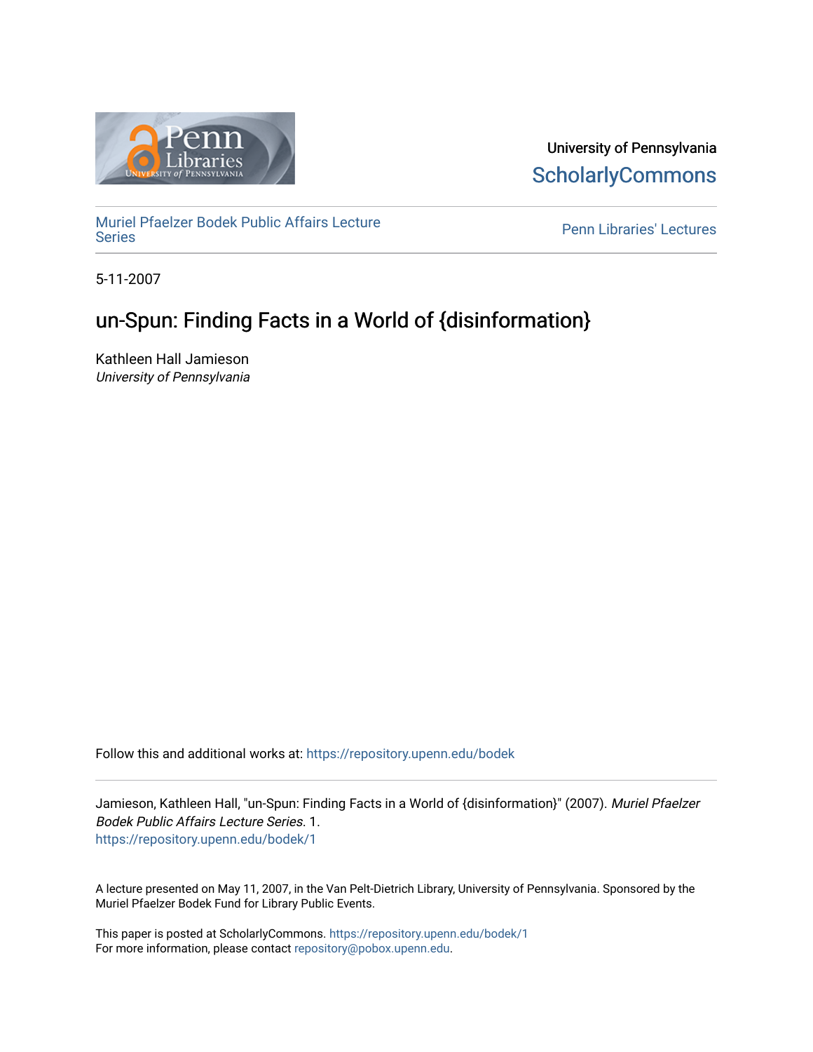University of Pennsylvania
ScholarlyCommons

Muriel Pfaelzer Bodek Public Affairs Lecture Series

Penn Libraries' Lectures

5-11-2007

# un-Spun: Finding Facts in a World of {disinformation}

Kathleen Hall Jamieson
*University of Pennsylvania*

Follow this and additional works at: https://repository.upenn.edu/bodek

Jamieson, Kathleen Hall, "un-Spun: Finding Facts in a World of {disinformation}" (2007). *Muriel Pfaelzer Bodek Public Affairs Lecture Series*. 1.
https://repository.upenn.edu/bodek/1

A lecture presented on May 11, 2007, in the Van Pelt-Dietrich Library, University of Pennsylvania. Sponsored by the Muriel Pfaelzer Bodek Fund for Library Public Events.

This paper is posted at ScholarlyCommons. https://repository.upenn.edu/bodek/1
For more information, please contact repository@pobox.upenn.edu.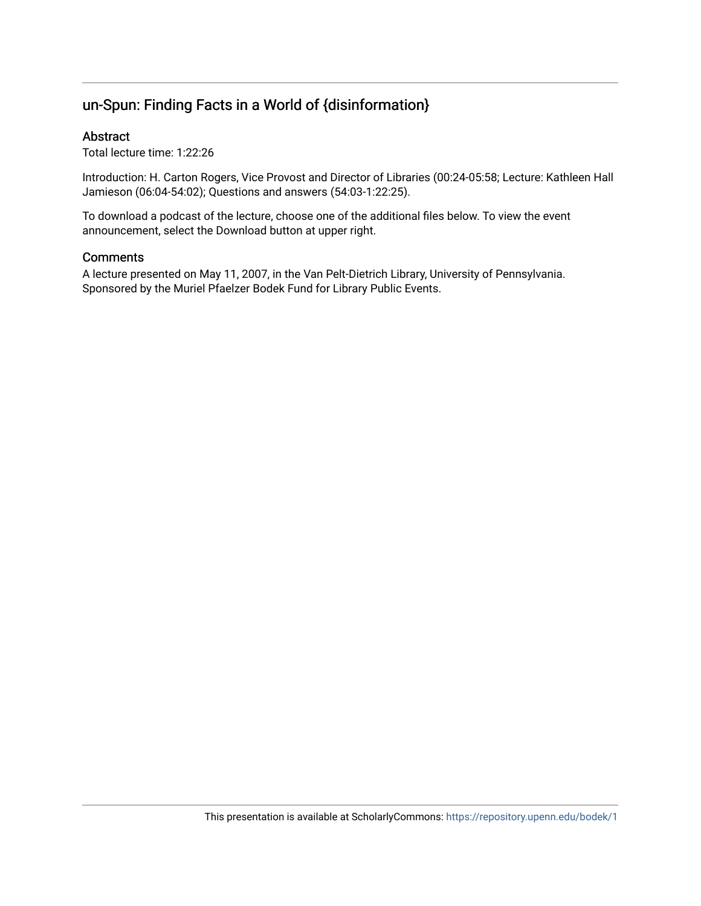## un-Spun: Finding Facts in a World of {disinformation}

### Abstract

Total lecture time: 1:22:26

Introduction: H. Carton Rogers, Vice Provost and Director of Libraries (00:24-05:58; Lecture: Kathleen Hall Jamieson (06:04-54:02); Questions and answers (54:03-1:22:25).

To download a podcast of the lecture, choose one of the additional files below. To view the event announcement, select the Download button at upper right.

### Comments

A lecture presented on May 11, 2007, in the Van Pelt-Dietrich Library, University of Pennsylvania. Sponsored by the Muriel Pfaelzer Bodek Fund for Library Public Events.

This presentation is available at ScholarlyCommons: https://repository.upenn.edu/bodek/1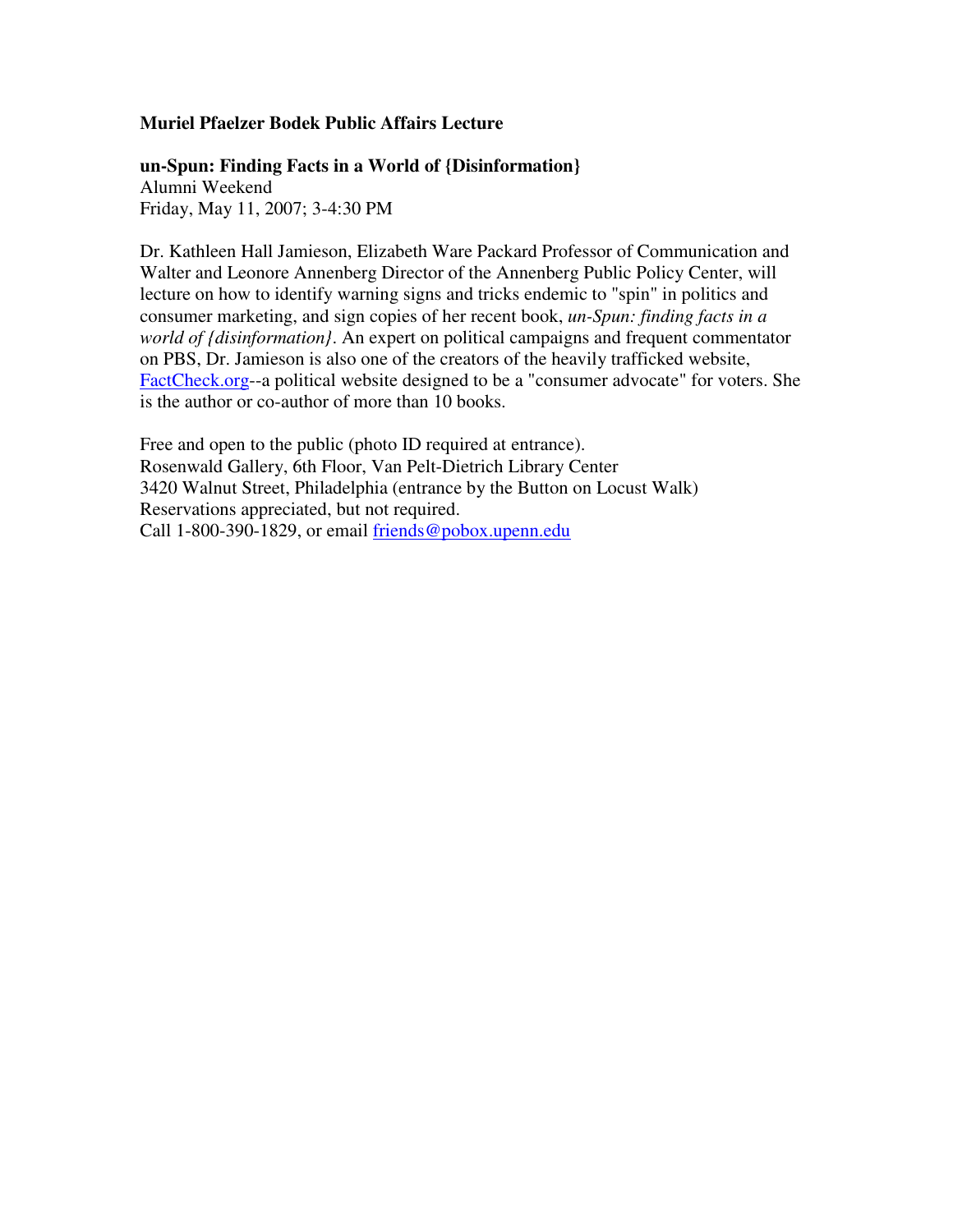**Muriel Pfaelzer Bodek Public Affairs Lecture**

**un-Spun: Finding Facts in a World of {Disinformation}**
Alumni Weekend
Friday, May 11, 2007; 3-4:30 PM

Dr. Kathleen Hall Jamieson, Elizabeth Ware Packard Professor of Communication and Walter and Leonore Annenberg Director of the Annenberg Public Policy Center, will lecture on how to identify warning signs and tricks endemic to "spin" in politics and consumer marketing, and sign copies of her recent book, *un-Spun: finding facts in a world of {disinformation}*. An expert on political campaigns and frequent commentator on PBS, Dr. Jamieson is also one of the creators of the heavily trafficked website, FactCheck.org--a political website designed to be a "consumer advocate" for voters. She is the author or co-author of more than 10 books.

Free and open to the public (photo ID required at entrance).
Rosenwald Gallery, 6th Floor, Van Pelt-Dietrich Library Center
3420 Walnut Street, Philadelphia (entrance by the Button on Locust Walk)
Reservations appreciated, but not required.
Call 1-800-390-1829, or email friends@pobox.upenn.edu